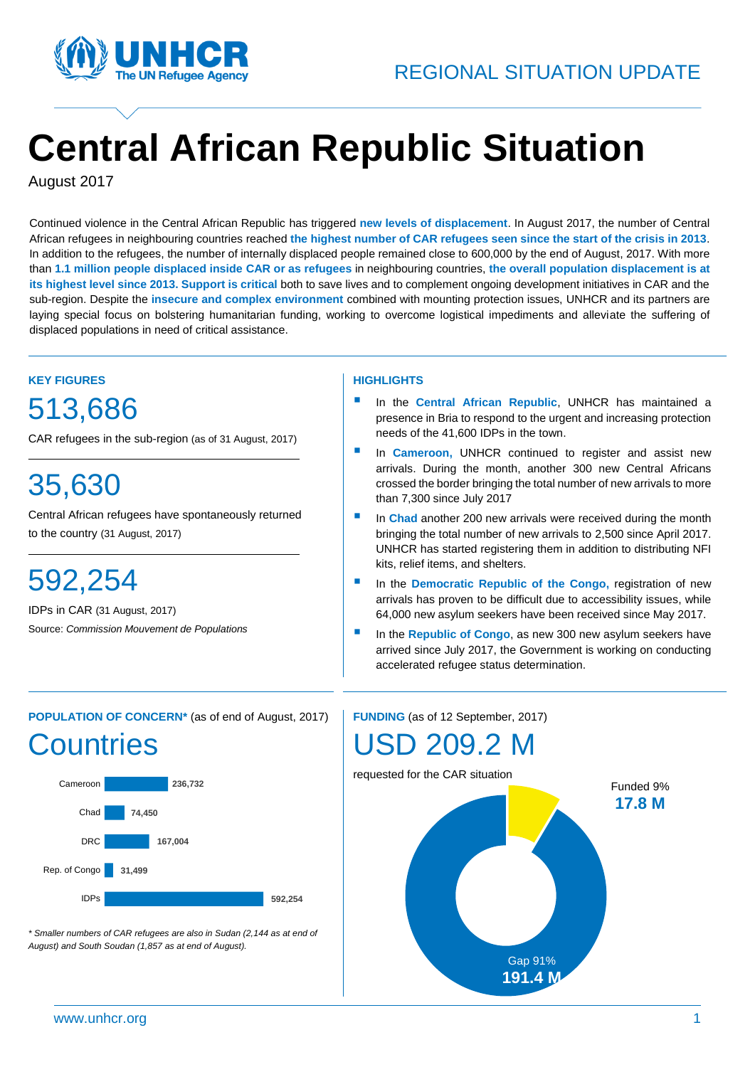REGIONAL SITUATION UPDATE

# Central African Republic Situation

August 2017

Continued violence in the Central African Republic has triggered **new levels of displacement**. In August 2017, the number of Central African refugees in neighbouring countries reached **the highest number of CAR refugees seen since the start of the crisis in 2013**. In addition to the refugees, the number of internally displaced people remained close to 600,000 by the end of August, 2017. With more than **1.1 million people displaced inside CAR or as refugees** in neighbouring countries, **the overall population displacement is at its highest level since 2013. Support is critical** both to save lives and to complement ongoing development initiatives in CAR and the sub-region. Despite the **insecure and complex environment** combined with mounting protection issues, UNHCR and its partners are laying special focus on bolstering humanitarian funding, working to overcome logistical impediments and alleviate the suffering of displaced populations in need of critical assistance.

## KEY FIGURES

**513,686**

CAR refugees in the sub-region (as of 31 August, 2017)

**35,630**

Central African refugees have spontaneously returned to the country (31 August, 2017)

**592,254**

IDPs in CAR (31 August, 2017)

Source: *Commission Mouvement de Populations*

## HIGHLIGHTS

- In the **Central African Republic**, UNHCR has maintained a presence in Bria to respond to the urgent and increasing protection needs of the 41,600 IDPs in the town.
- In **Cameroon,** UNHCR continued to register and assist new arrivals. During the month, another 300 new Central Africans crossed the border bringing the total number of new arrivals to more than 7,300 since July 2017
- In **Chad** another 200 new arrivals were received during the month bringing the total number of new arrivals to 2,500 since April 2017. UNHCR has started registering them in addition to distributing NFI kits, relief items, and shelters.
- In the **Democratic Republic of the Congo,** registration of new arrivals has proven to be difficult due to accessibility issues, while 64,000 new asylum seekers have been received since May 2017.
- In the **Republic of Congo**, as new 300 new asylum seekers have arrived since July 2017, the Government is working on conducting accelerated refugee status determination.

## POPULATION OF CONCERN* (as of end of August, 2017)

### Countries

| Country | Population |
|---|---|
| Cameroon | 236,732 |
| Chad | 74,450 |
| DRC | 167,004 |
| Rep. of Congo | 31,499 |
| IDPs | 592,254 |

*\* Smaller numbers of CAR refugees are also in Sudan (2,144 as at end of August) and South Soudan (1,857 as at end of August).*

## FUNDING (as of 12 September, 2017)

**USD 209.2 M**

requested for the CAR situation

Funded 9%
**17.8 M**

Gap 91%
**191.4 M**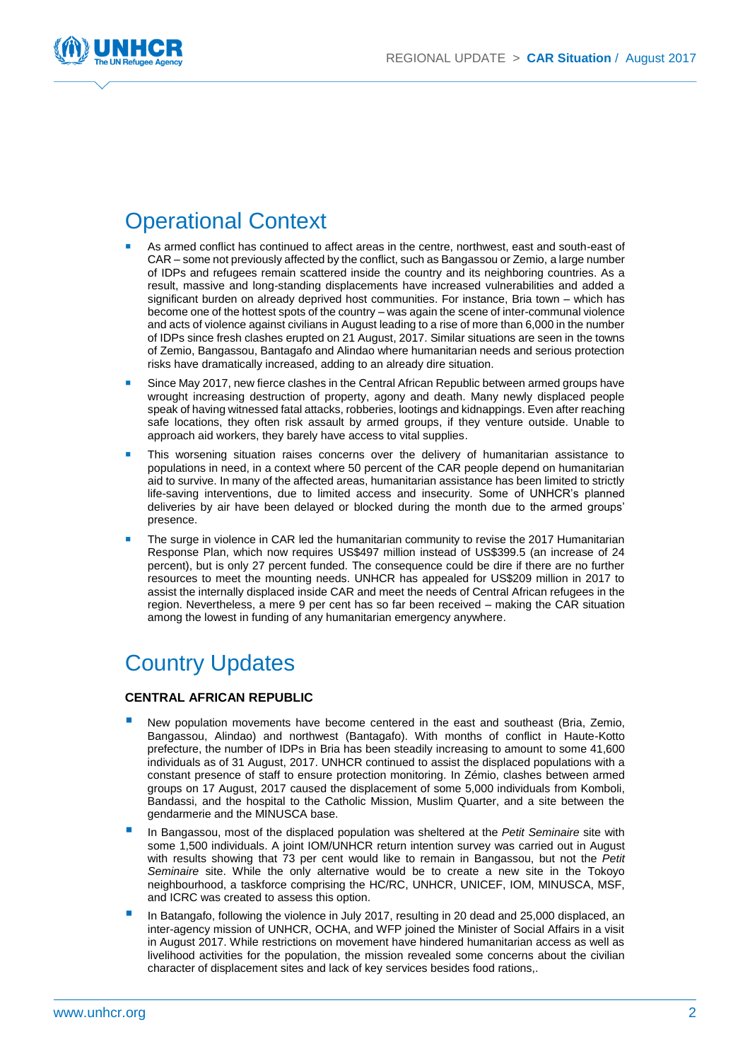# Operational Context

- As armed conflict has continued to affect areas in the centre, northwest, east and south-east of CAR – some not previously affected by the conflict, such as Bangassou or Zemio, a large number of IDPs and refugees remain scattered inside the country and its neighboring countries. As a result, massive and long-standing displacements have increased vulnerabilities and added a significant burden on already deprived host communities. For instance, Bria town – which has become one of the hottest spots of the country – was again the scene of inter-communal violence and acts of violence against civilians in August leading to a rise of more than 6,000 in the number of IDPs since fresh clashes erupted on 21 August, 2017. Similar situations are seen in the towns of Zemio, Bangassou, Bantagafo and Alindao where humanitarian needs and serious protection risks have dramatically increased, adding to an already dire situation.
- Since May 2017, new fierce clashes in the Central African Republic between armed groups have wrought increasing destruction of property, agony and death. Many newly displaced people speak of having witnessed fatal attacks, robberies, lootings and kidnappings. Even after reaching safe locations, they often risk assault by armed groups, if they venture outside. Unable to approach aid workers, they barely have access to vital supplies.
- This worsening situation raises concerns over the delivery of humanitarian assistance to populations in need, in a context where 50 percent of the CAR people depend on humanitarian aid to survive. In many of the affected areas, humanitarian assistance has been limited to strictly life-saving interventions, due to limited access and insecurity. Some of UNHCR's planned deliveries by air have been delayed or blocked during the month due to the armed groups' presence.
- The surge in violence in CAR led the humanitarian community to revise the 2017 Humanitarian Response Plan, which now requires US$497 million instead of US$399.5 (an increase of 24 percent), but is only 27 percent funded. The consequence could be dire if there are no further resources to meet the mounting needs. UNHCR has appealed for US$209 million in 2017 to assist the internally displaced inside CAR and meet the needs of Central African refugees in the region. Nevertheless, a mere 9 per cent has so far been received – making the CAR situation among the lowest in funding of any humanitarian emergency anywhere.

# Country Updates

### CENTRAL AFRICAN REPUBLIC

- New population movements have become centered in the east and southeast (Bria, Zemio, Bangassou, Alindao) and northwest (Bantagafo). With months of conflict in Haute-Kotto prefecture, the number of IDPs in Bria has been steadily increasing to amount to some 41,600 individuals as of 31 August, 2017. UNHCR continued to assist the displaced populations with a constant presence of staff to ensure protection monitoring. In Zémio, clashes between armed groups on 17 August, 2017 caused the displacement of some 5,000 individuals from Komboli, Bandassi, and the hospital to the Catholic Mission, Muslim Quarter, and a site between the gendarmerie and the MINUSCA base.
- In Bangassou, most of the displaced population was sheltered at the *Petit Seminaire* site with some 1,500 individuals. A joint IOM/UNHCR return intention survey was carried out in August with results showing that 73 per cent would like to remain in Bangassou, but not the *Petit Seminaire* site. While the only alternative would be to create a new site in the Tokoyo neighbourhood, a taskforce comprising the HC/RC, UNHCR, UNICEF, IOM, MINUSCA, MSF, and ICRC was created to assess this option.
- In Batangafo, following the violence in July 2017, resulting in 20 dead and 25,000 displaced, an inter-agency mission of UNHCR, OCHA, and WFP joined the Minister of Social Affairs in a visit in August 2017. While restrictions on movement have hindered humanitarian access as well as livelihood activities for the population, the mission revealed some concerns about the civilian character of displacement sites and lack of key services besides food rations,.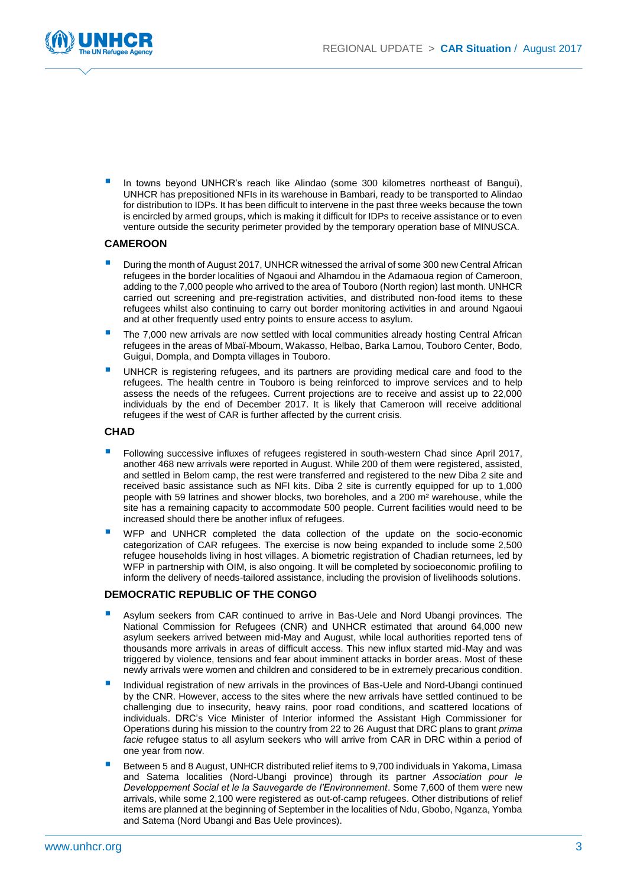- In towns beyond UNHCR's reach like Alindao (some 300 kilometres northeast of Bangui), UNHCR has prepositioned NFIs in its warehouse in Bambari, ready to be transported to Alindao for distribution to IDPs. It has been difficult to intervene in the past three weeks because the town is encircled by armed groups, which is making it difficult for IDPs to receive assistance or to even venture outside the security perimeter provided by the temporary operation base of MINUSCA.

## CAMEROON

- During the month of August 2017, UNHCR witnessed the arrival of some 300 new Central African refugees in the border localities of Ngaoui and Alhamdou in the Adamaoua region of Cameroon, adding to the 7,000 people who arrived to the area of Touboro (North region) last month. UNHCR carried out screening and pre-registration activities, and distributed non-food items to these refugees whilst also continuing to carry out border monitoring activities in and around Ngaoui and at other frequently used entry points to ensure access to asylum.
- The 7,000 new arrivals are now settled with local communities already hosting Central African refugees in the areas of Mbaï-Mboum, Wakasso, Helbao, Barka Lamou, Touboro Center, Bodo, Guigui, Dompla, and Dompta villages in Touboro.
- UNHCR is registering refugees, and its partners are providing medical care and food to the refugees. The health centre in Touboro is being reinforced to improve services and to help assess the needs of the refugees. Current projections are to receive and assist up to 22,000 individuals by the end of December 2017. It is likely that Cameroon will receive additional refugees if the west of CAR is further affected by the current crisis.

## CHAD

- Following successive influxes of refugees registered in south-western Chad since April 2017, another 468 new arrivals were reported in August. While 200 of them were registered, assisted, and settled in Belom camp, the rest were transferred and registered to the new Diba 2 site and received basic assistance such as NFI kits. Diba 2 site is currently equipped for up to 1,000 people with 59 latrines and shower blocks, two boreholes, and a 200 m² warehouse, while the site has a remaining capacity to accommodate 500 people. Current facilities would need to be increased should there be another influx of refugees.
- WFP and UNHCR completed the data collection of the update on the socio-economic categorization of CAR refugees. The exercise is now being expanded to include some 2,500 refugee households living in host villages. A biometric registration of Chadian returnees, led by WFP in partnership with OIM, is also ongoing. It will be completed by socioeconomic profiling to inform the delivery of needs-tailored assistance, including the provision of livelihoods solutions.

## DEMOCRATIC REPUBLIC OF THE CONGO

- Asylum seekers from CAR continued to arrive in Bas-Uele and Nord Ubangi provinces. The National Commission for Refugees (CNR) and UNHCR estimated that around 64,000 new asylum seekers arrived between mid-May and August, while local authorities reported tens of thousands more arrivals in areas of difficult access. This new influx started mid-May and was triggered by violence, tensions and fear about imminent attacks in border areas. Most of these newly arrivals were women and children and considered to be in extremely precarious condition.
- Individual registration of new arrivals in the provinces of Bas-Uele and Nord-Ubangi continued by the CNR. However, access to the sites where the new arrivals have settled continued to be challenging due to insecurity, heavy rains, poor road conditions, and scattered locations of individuals. DRC's Vice Minister of Interior informed the Assistant High Commissioner for Operations during his mission to the country from 22 to 26 August that DRC plans to grant *prima facie* refugee status to all asylum seekers who will arrive from CAR in DRC within a period of one year from now.
- Between 5 and 8 August, UNHCR distributed relief items to 9,700 individuals in Yakoma, Limasa and Satema localities (Nord-Ubangi province) through its partner *Association pour le Developpement Social et le la Sauvegarde de l'Environnement*. Some 7,600 of them were new arrivals, while some 2,100 were registered as out-of-camp refugees. Other distributions of relief items are planned at the beginning of September in the localities of Ndu, Gbobo, Nganza, Yomba and Satema (Nord Ubangi and Bas Uele provinces).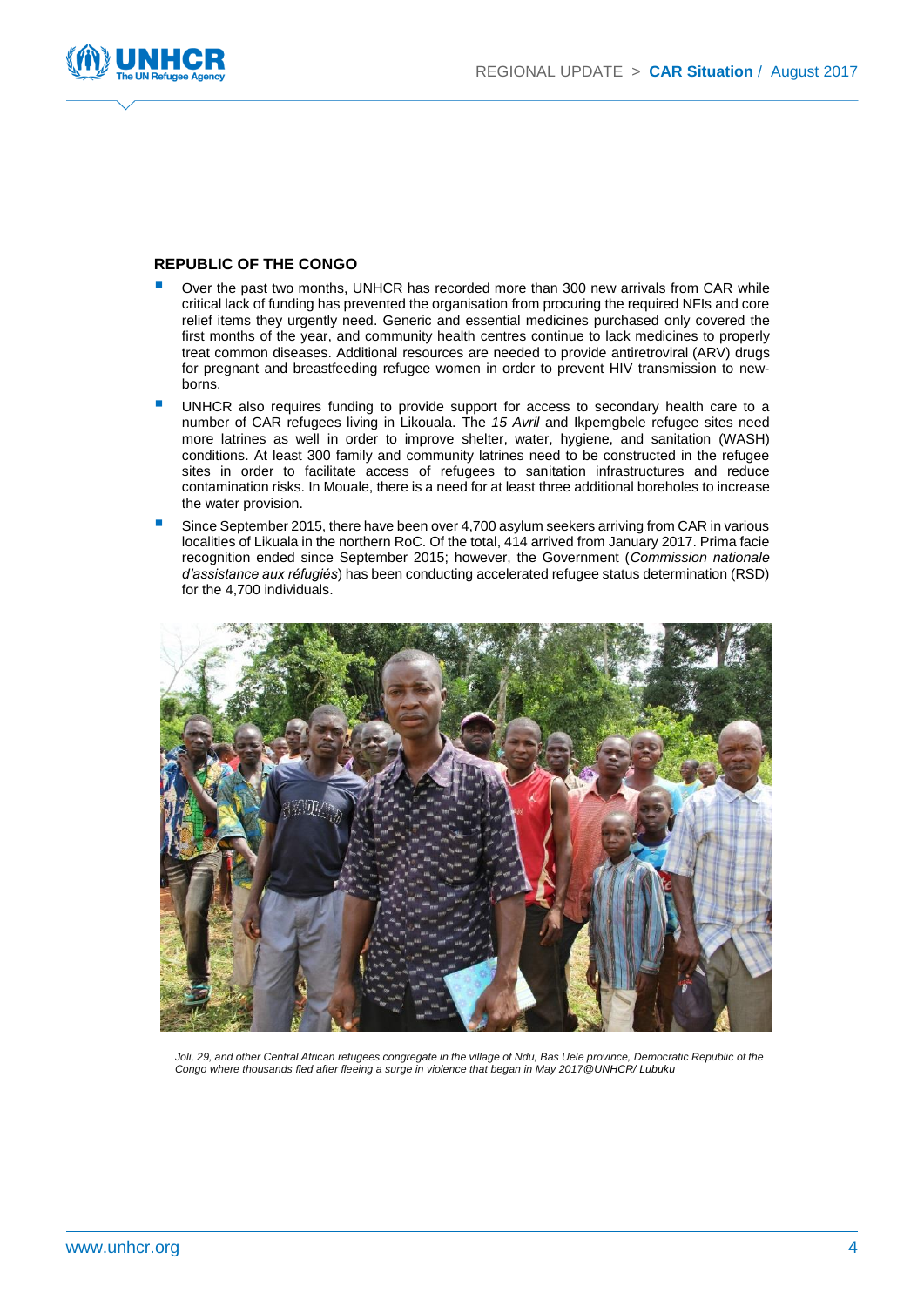## REPUBLIC OF THE CONGO

- Over the past two months, UNHCR has recorded more than 300 new arrivals from CAR while critical lack of funding has prevented the organisation from procuring the required NFIs and core relief items they urgently need. Generic and essential medicines purchased only covered the first months of the year, and community health centres continue to lack medicines to properly treat common diseases. Additional resources are needed to provide antiretroviral (ARV) drugs for pregnant and breastfeeding refugee women in order to prevent HIV transmission to new-borns.
- UNHCR also requires funding to provide support for access to secondary health care to a number of CAR refugees living in Likouala. The *15 Avril* and Ikpemgbele refugee sites need more latrines as well in order to improve shelter, water, hygiene, and sanitation (WASH) conditions. At least 300 family and community latrines need to be constructed in the refugee sites in order to facilitate access of refugees to sanitation infrastructures and reduce contamination risks. In Mouale, there is a need for at least three additional boreholes to increase the water provision.
- Since September 2015, there have been over 4,700 asylum seekers arriving from CAR in various localities of Likuala in the northern RoC. Of the total, 414 arrived from January 2017. Prima facie recognition ended since September 2015; however, the Government (*Commission nationale d'assistance aux réfugiés*) has been conducting accelerated refugee status determination (RSD) for the 4,700 individuals.

*Joli, 29, and other Central African refugees congregate in the village of Ndu, Bas Uele province, Democratic Republic of the Congo where thousands fled after fleeing a surge in violence that began in May 2017@UNHCR/ Lubuku*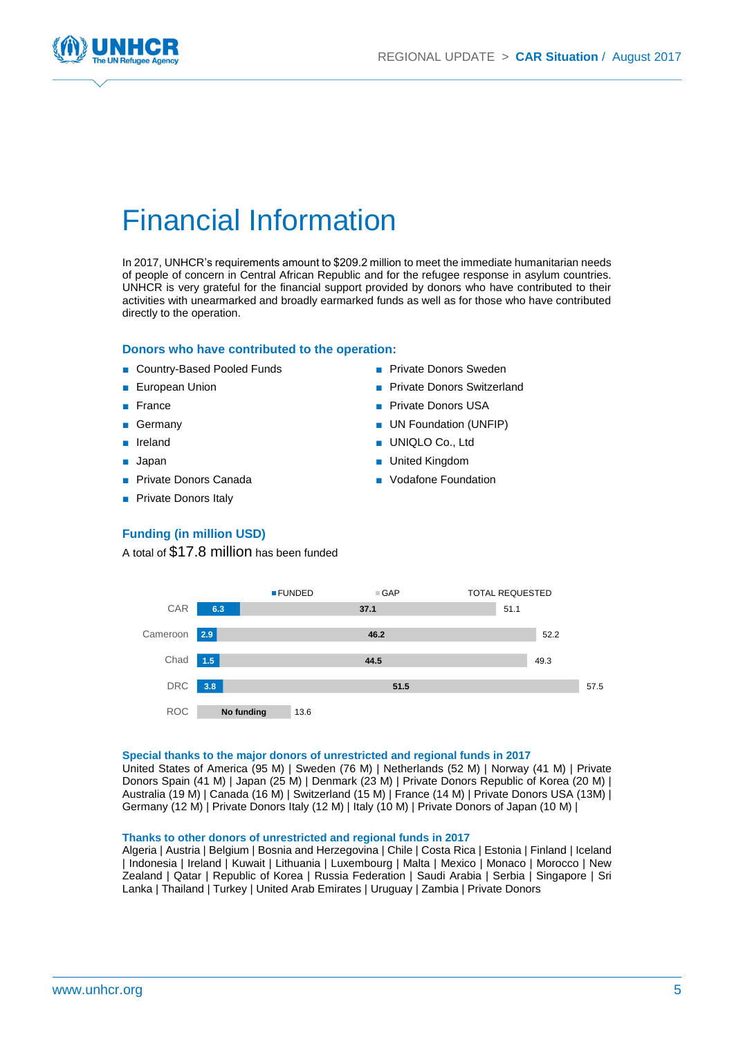# Financial Information

In 2017, UNHCR's requirements amount to $209.2 million to meet the immediate humanitarian needs of people of concern in Central African Republic and for the refugee response in asylum countries. UNHCR is very grateful for the financial support provided by donors who have contributed to their activities with unearmarked and broadly earmarked funds as well as for those who have contributed directly to the operation.

### Donors who have contributed to the operation:

- Country-Based Pooled Funds
- European Union
- France
- Germany
- Ireland
- Japan
- Private Donors Canada
- Private Donors Italy
- Private Donors Sweden
- Private Donors Switzerland
- Private Donors USA
- UN Foundation (UNFIP)
- UNIQLO Co., Ltd
- United Kingdom
- Vodafone Foundation

### Funding (in million USD)

A total of $17.8 million has been funded

| | FUNDED | GAP | TOTAL REQUESTED |
|---|---|---|---|
| CAR | 6.3 | 37.1 | 51.1 |
| Cameroon | 2.9 | 46.2 | 52.2 |
| Chad | 1.5 | 44.5 | 49.3 |
| DRC | 3.8 | 51.5 | 57.5 |
| ROC | No funding | | 13.6 |

### Special thanks to the major donors of unrestricted and regional funds in 2017

United States of America (95 M) | Sweden (76 M) | Netherlands (52 M) | Norway (41 M) | Private Donors Spain (41 M) | Japan (25 M) | Denmark (23 M) | Private Donors Republic of Korea (20 M) | Australia (19 M) | Canada (16 M) | Switzerland (15 M) | France (14 M) | Private Donors USA (13M) | Germany (12 M) | Private Donors Italy (12 M) | Italy (10 M) | Private Donors of Japan (10 M) |

### Thanks to other donors of unrestricted and regional funds in 2017

Algeria | Austria | Belgium | Bosnia and Herzegovina | Chile | Costa Rica | Estonia | Finland | Iceland | Indonesia | Ireland | Kuwait | Lithuania | Luxembourg | Malta | Mexico | Monaco | Morocco | New Zealand | Qatar | Republic of Korea | Russia Federation | Saudi Arabia | Serbia | Singapore | Sri Lanka | Thailand | Turkey | United Arab Emirates | Uruguay | Zambia | Private Donors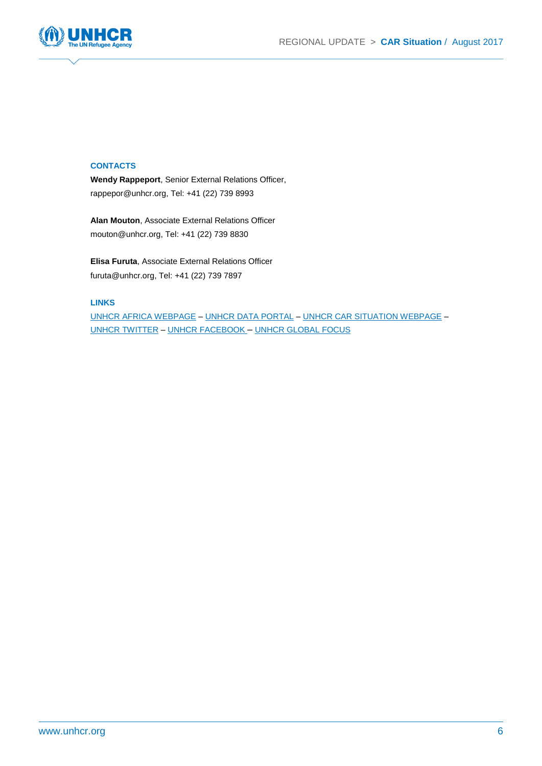### CONTACTS

**Wendy Rappeport**, Senior External Relations Officer,
rappepor@unhcr.org, Tel: +41 (22) 739 8993

**Alan Mouton**, Associate External Relations Officer
mouton@unhcr.org, Tel: +41 (22) 739 8830

**Elisa Furuta**, Associate External Relations Officer
furuta@unhcr.org, Tel: +41 (22) 739 7897

### LINKS

UNHCR AFRICA WEBPAGE – UNHCR DATA PORTAL – UNHCR CAR SITUATION WEBPAGE – UNHCR TWITTER – UNHCR FACEBOOK – UNHCR GLOBAL FOCUS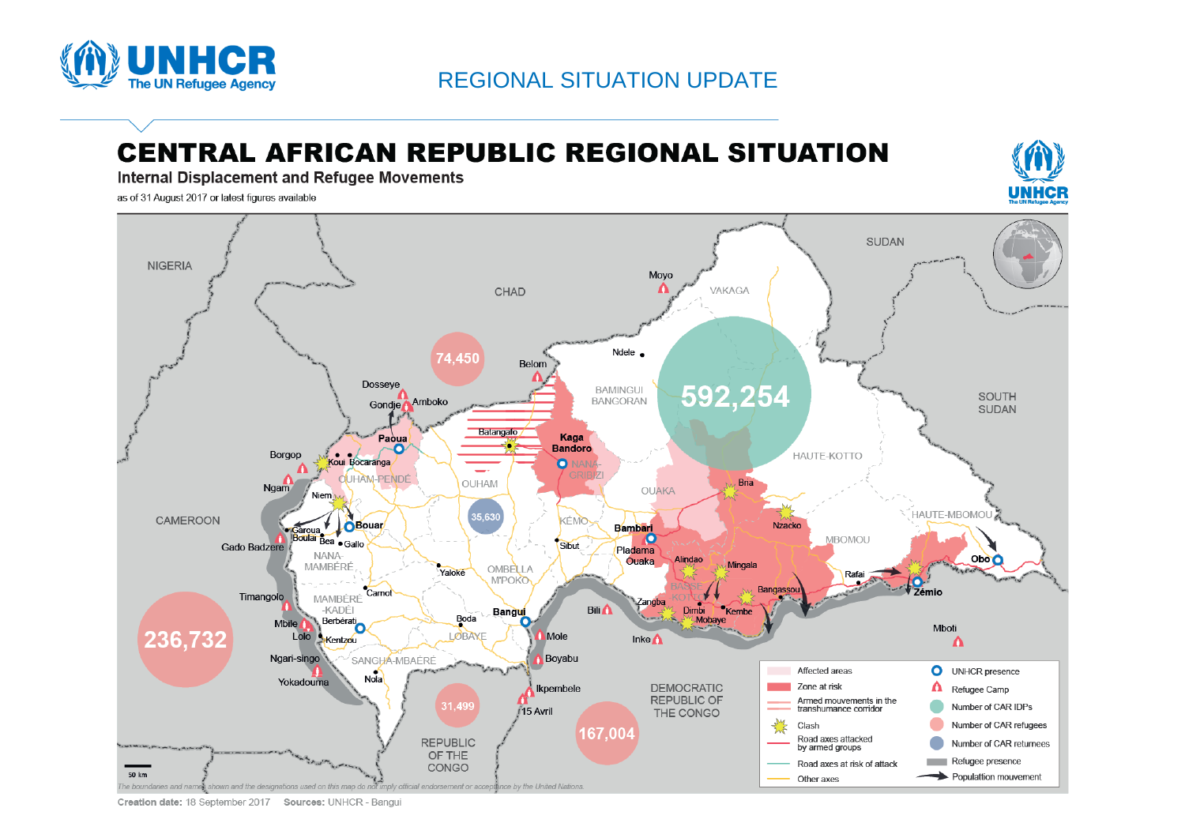REGIONAL SITUATION UPDATE

# CENTRAL AFRICAN REPUBLIC REGIONAL SITUATION

## Internal Displacement and Refugee Movements

as of 31 August 2017 or latest figures available

NIGERIA
CHAD
SUDAN
SOUTH SUDAN
CAMEROON
DEMOCRATIC REPUBLIC OF THE CONGO
REPUBLIC OF THE CONGO

74,450
592,254
35,630
236,732
31,499
167,004

Moyo
VAKAGA
Ndele
Belom
Dosseye
Gondje
Amboko
BAMINGUI BANGORAN
Paoua
Batangafo
Kaga Bandoro
NANA-GRIBIZI
HAUTE-KOTTO
Borgop
Koui
Bocaranga
OUHAM-PENDÉ
OUHAM
Bria
OUAKA
Ngam
Niem
KÉMO
HAUTE-MBOMOU
Garoua Boulai
Bouar
Bambari
Nzacko
Bea
Gallo
Sibut
MBOMOU
Gado Badzere
NANA-MAMBÉRÉ
Pladama Ouaka
Alindao
Mingala
Obo
Yaloké
OMBELLA M'POKO
Rafai
Zémio
Carnot
BASSE-KOTTO
Bangassou
Timangolo
MAMBÉRÉ-KADÉÏ
Zangba
Dimbi
Kembe
Mobaye
Berbérati
Bangui
Bili
Boda
Mboti
Mbile
Lolo
Kentzou
LOBAYE
Mole
Inko
Ngari-singo
SANGHA-MBAÉRÉ
Boyabu
Yokadouma
Nola
Ikpembele
15 Avril

50 km

Affected areas
Zone at risk
Armed mouvements in the transhumance corridor
Clash
Road axes attacked by armed groups
Road axes at risk of attack
Other axes
UNHCR presence
Refugee Camp
Number of CAR IDPs
Number of CAR refugees
Number of CAR returnees
Refugee presence
Population mouvement

The boundaries and names shown and the designations used on this map do not imply official endorsement or acceptance by the United Nations.

**Creation date:** 18 September 2017 **Sources:** UNHCR - Bangui